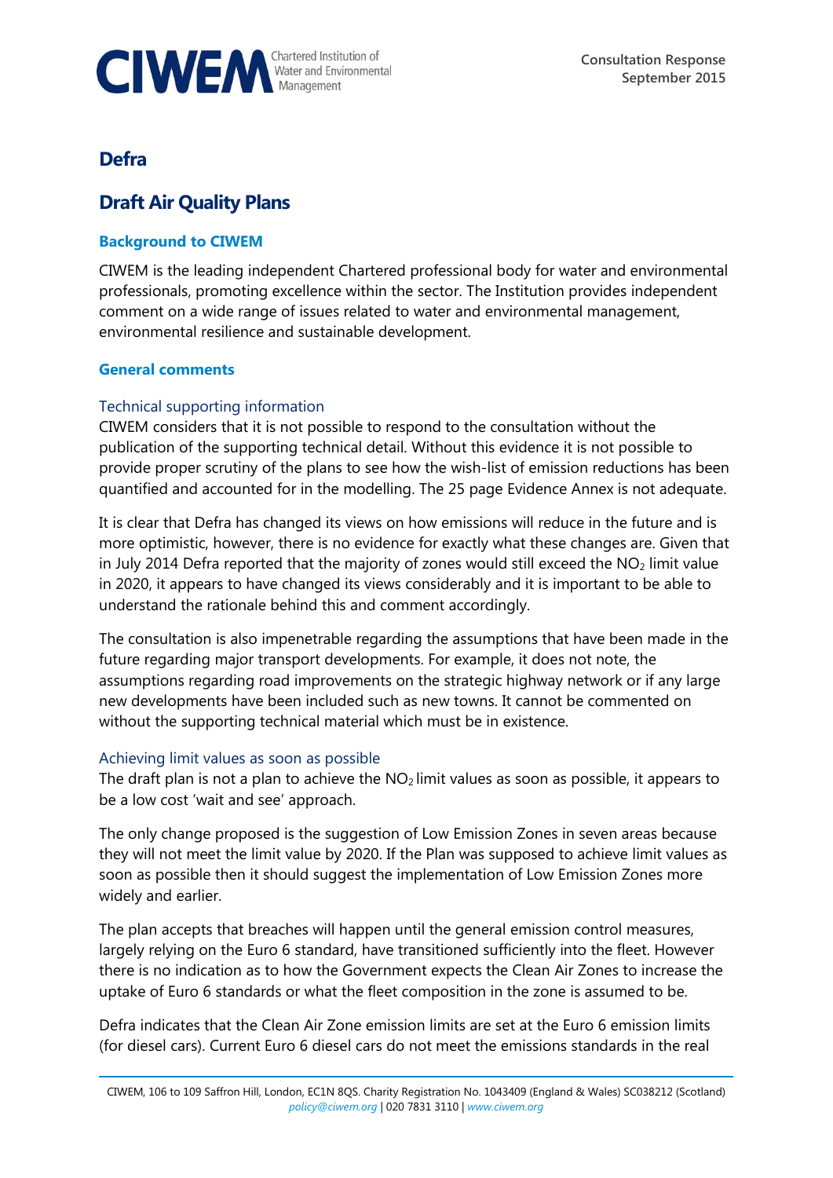**Consultation Response**
**September 2015**

# Defra

# Draft Air Quality Plans

## Background to CIWEM

CIWEM is the leading independent Chartered professional body for water and environmental professionals, promoting excellence within the sector. The Institution provides independent comment on a wide range of issues related to water and environmental management, environmental resilience and sustainable development.

## General comments

### Technical supporting information

CIWEM considers that it is not possible to respond to the consultation without the publication of the supporting technical detail. Without this evidence it is not possible to provide proper scrutiny of the plans to see how the wish-list of emission reductions has been quantified and accounted for in the modelling. The 25 page Evidence Annex is not adequate.

It is clear that Defra has changed its views on how emissions will reduce in the future and is more optimistic, however, there is no evidence for exactly what these changes are. Given that in July 2014 Defra reported that the majority of zones would still exceed the $NO_2$ limit value in 2020, it appears to have changed its views considerably and it is important to be able to understand the rationale behind this and comment accordingly.

The consultation is also impenetrable regarding the assumptions that have been made in the future regarding major transport developments. For example, it does not note, the assumptions regarding road improvements on the strategic highway network or if any large new developments have been included such as new towns. It cannot be commented on without the supporting technical material which must be in existence.

### Achieving limit values as soon as possible

The draft plan is not a plan to achieve the $NO_2$ limit values as soon as possible, it appears to be a low cost 'wait and see' approach.

The only change proposed is the suggestion of Low Emission Zones in seven areas because they will not meet the limit value by 2020. If the Plan was supposed to achieve limit values as soon as possible then it should suggest the implementation of Low Emission Zones more widely and earlier.

The plan accepts that breaches will happen until the general emission control measures, largely relying on the Euro 6 standard, have transitioned sufficiently into the fleet. However there is no indication as to how the Government expects the Clean Air Zones to increase the uptake of Euro 6 standards or what the fleet composition in the zone is assumed to be.

Defra indicates that the Clean Air Zone emission limits are set at the Euro 6 emission limits (for diesel cars). Current Euro 6 diesel cars do not meet the emissions standards in the real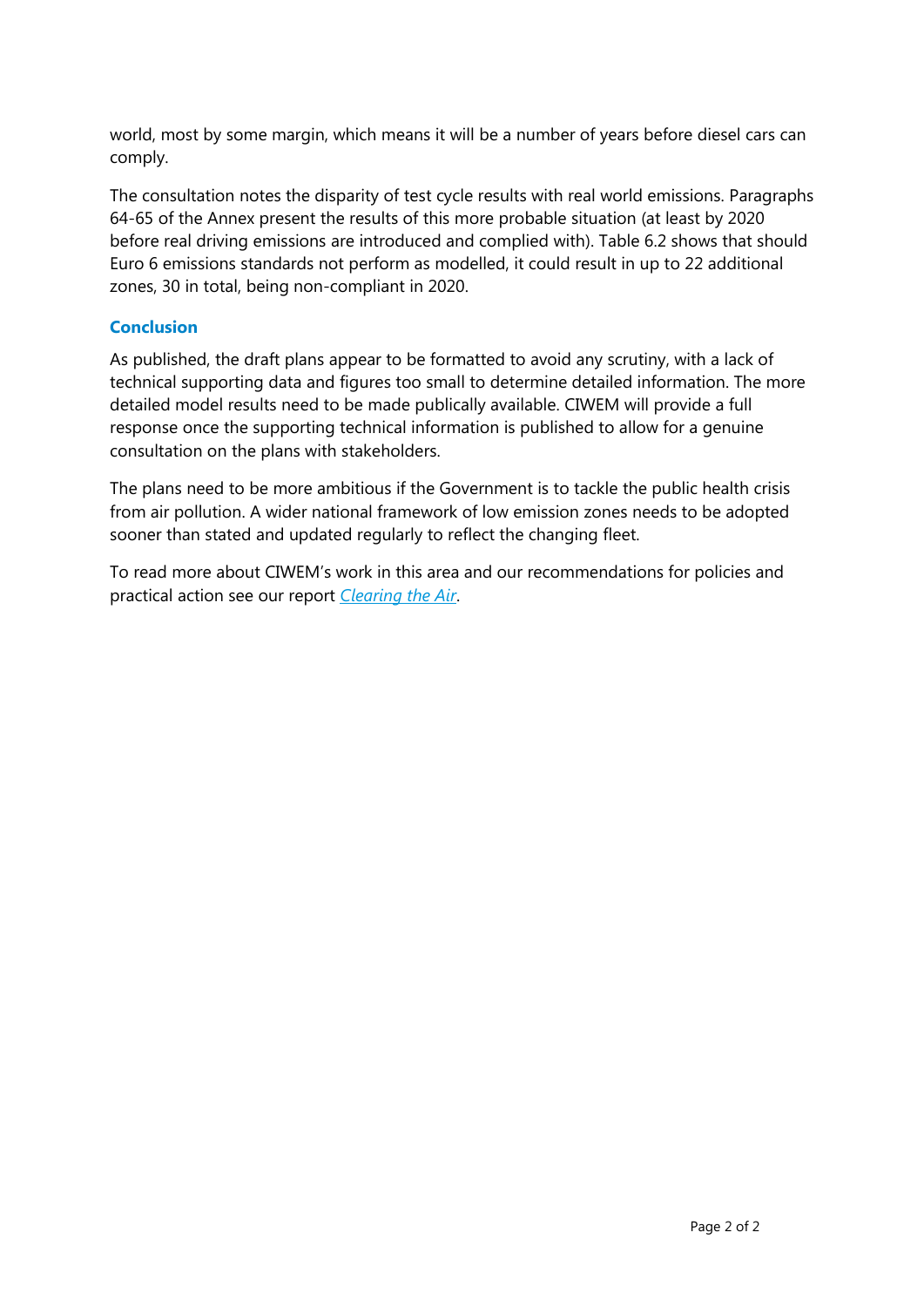world, most by some margin, which means it will be a number of years before diesel cars can comply.

The consultation notes the disparity of test cycle results with real world emissions. Paragraphs 64-65 of the Annex present the results of this more probable situation (at least by 2020 before real driving emissions are introduced and complied with). Table 6.2 shows that should Euro 6 emissions standards not perform as modelled, it could result in up to 22 additional zones, 30 in total, being non-compliant in 2020.

### Conclusion

As published, the draft plans appear to be formatted to avoid any scrutiny, with a lack of technical supporting data and figures too small to determine detailed information. The more detailed model results need to be made publically available. CIWEM will provide a full response once the supporting technical information is published to allow for a genuine consultation on the plans with stakeholders.

The plans need to be more ambitious if the Government is to tackle the public health crisis from air pollution. A wider national framework of low emission zones needs to be adopted sooner than stated and updated regularly to reflect the changing fleet.

To read more about CIWEM's work in this area and our recommendations for policies and practical action see our report *Clearing the Air*.